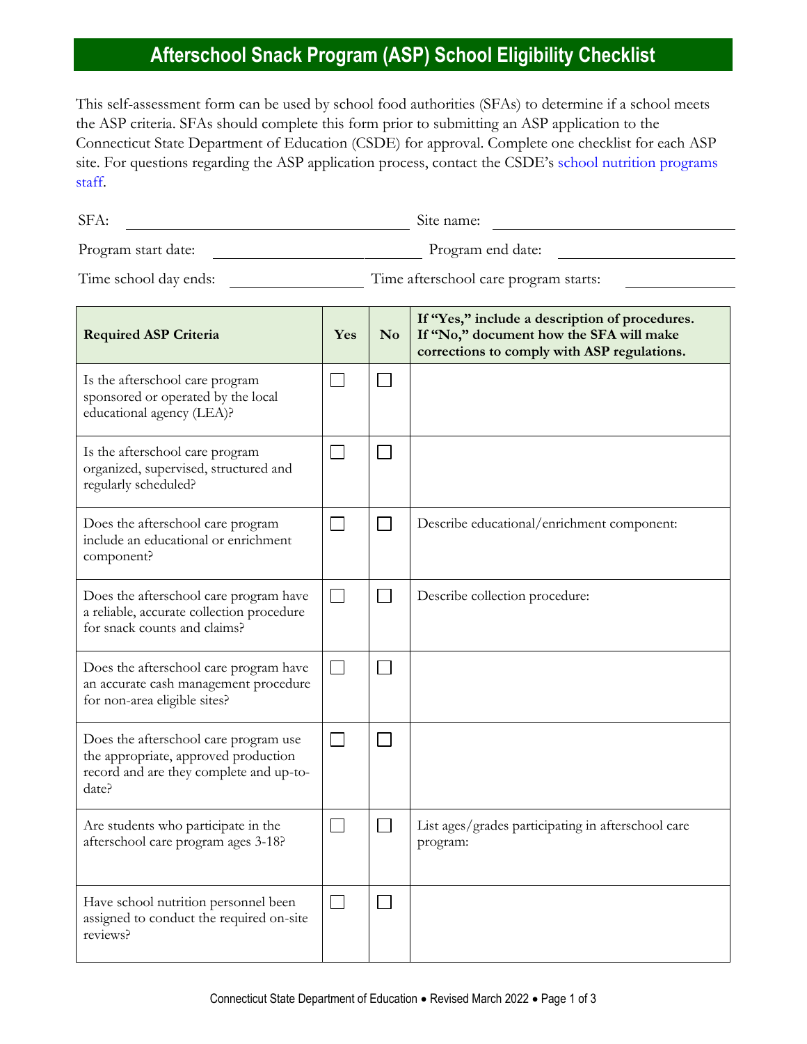# Afterschool Snack Program (ASP) School Eligibility Checklist

This self-assessment form can be used by school food authorities (SFAs) to determine if a school meets the ASP criteria. SFAs should complete this form prior to submitting an ASP application to the Connecticut State Department of Education (CSDE) for approval. Complete one checklist for each ASP site. For questions regarding the ASP application process, contact the CSDE's school nutrition programs staff.

SFA: ______________________ Site name: ______________________

Program start date: ______________________ Program end date: ______________________

Time school day ends: ______________ Time afterschool care program starts: ______________

| Required ASP Criteria | Yes | No | If "Yes," include a description of procedures. If "No," document how the SFA will make corrections to comply with ASP regulations. |
|---|---|---|---|
| Is the afterschool care program sponsored or operated by the local educational agency (LEA)? | ☐ | ☐ | |
| Is the afterschool care program organized, supervised, structured and regularly scheduled? | ☐ | ☐ | |
| Does the afterschool care program include an educational or enrichment component? | ☐ | ☐ | Describe educational/enrichment component: |
| Does the afterschool care program have a reliable, accurate collection procedure for snack counts and claims? | ☐ | ☐ | Describe collection procedure: |
| Does the afterschool care program have an accurate cash management procedure for non-area eligible sites? | ☐ | ☐ | |
| Does the afterschool care program use the appropriate, approved production record and are they complete and up-to-date? | ☐ | ☐ | |
| Are students who participate in the afterschool care program ages 3-18? | ☐ | ☐ | List ages/grades participating in afterschool care program: |
| Have school nutrition personnel been assigned to conduct the required on-site reviews? | ☐ | ☐ | |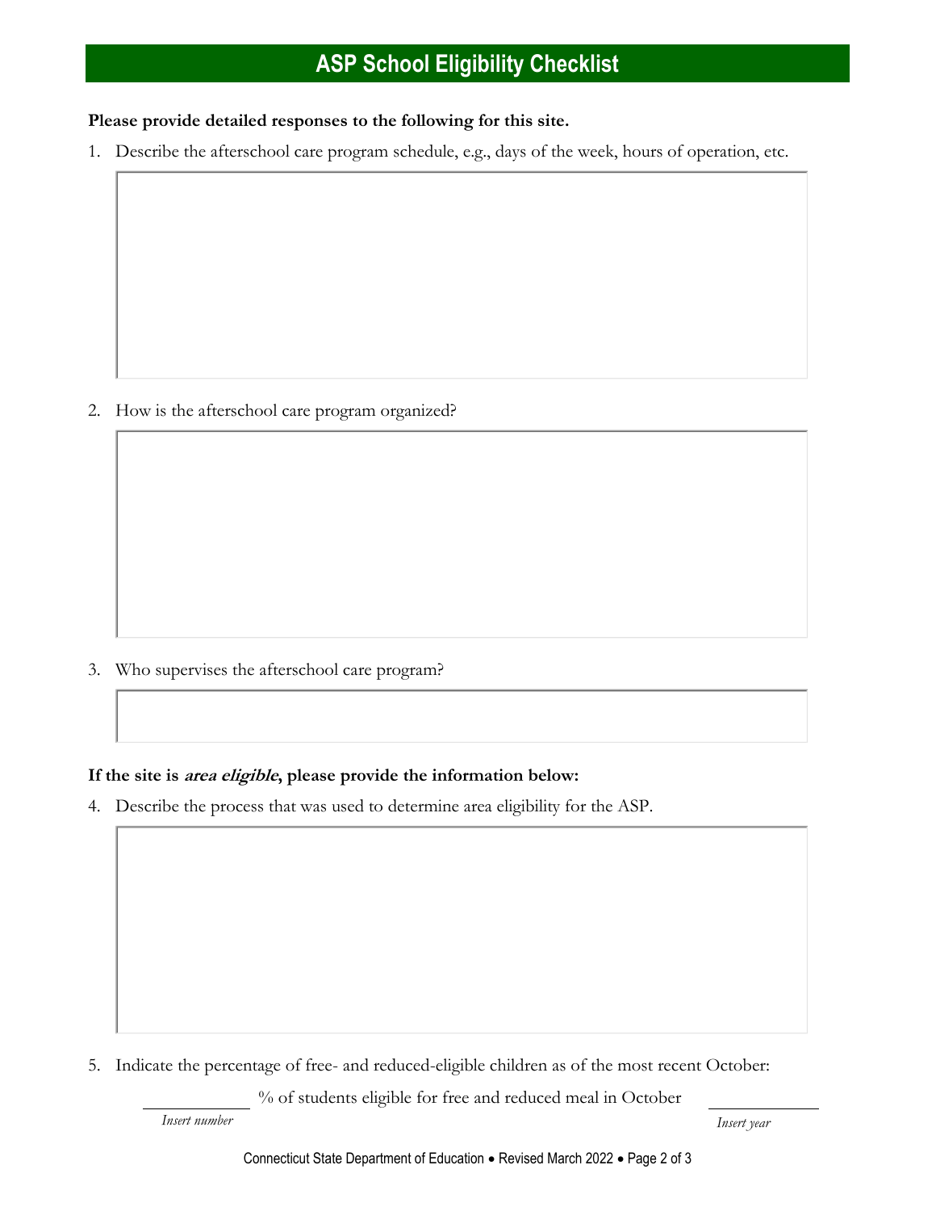# ASP School Eligibility Checklist

**Please provide detailed responses to the following for this site.**

1. Describe the afterschool care program schedule, e.g., days of the week, hours of operation, etc.

2. How is the afterschool care program organized?

3. Who supervises the afterschool care program?

**If the site is *area eligible*, please provide the information below:**

4. Describe the process that was used to determine area eligibility for the ASP.

5. Indicate the percentage of free- and reduced-eligible children as of the most recent October:

_____________ % of students eligible for free and reduced meal in October _____________

*Insert number* *Insert year*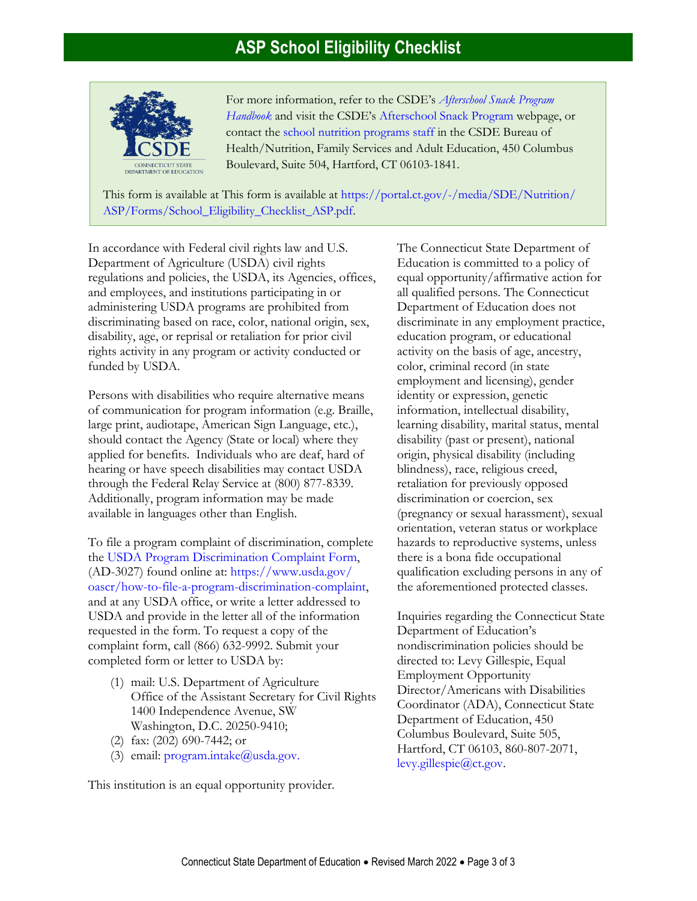# ASP School Eligibility Checklist

For more information, refer to the CSDE's *Afterschool Snack Program Handbook* and visit the CSDE's Afterschool Snack Program webpage, or contact the school nutrition programs staff in the CSDE Bureau of Health/Nutrition, Family Services and Adult Education, 450 Columbus Boulevard, Suite 504, Hartford, CT 06103-1841.

This form is available at This form is available at https://portal.ct.gov/-/media/SDE/Nutrition/ASP/Forms/School_Eligibility_Checklist_ASP.pdf.

In accordance with Federal civil rights law and U.S. Department of Agriculture (USDA) civil rights regulations and policies, the USDA, its Agencies, offices, and employees, and institutions participating in or administering USDA programs are prohibited from discriminating based on race, color, national origin, sex, disability, age, or reprisal or retaliation for prior civil rights activity in any program or activity conducted or funded by USDA.

Persons with disabilities who require alternative means of communication for program information (e.g. Braille, large print, audiotape, American Sign Language, etc.), should contact the Agency (State or local) where they applied for benefits. Individuals who are deaf, hard of hearing or have speech disabilities may contact USDA through the Federal Relay Service at (800) 877-8339. Additionally, program information may be made available in languages other than English.

To file a program complaint of discrimination, complete the USDA Program Discrimination Complaint Form, (AD-3027) found online at: https://www.usda.gov/oascr/how-to-file-a-program-discrimination-complaint, and at any USDA office, or write a letter addressed to USDA and provide in the letter all of the information requested in the form. To request a copy of the complaint form, call (866) 632-9992. Submit your completed form or letter to USDA by:

(1) mail: U.S. Department of Agriculture
    Office of the Assistant Secretary for Civil Rights
    1400 Independence Avenue, SW
    Washington, D.C. 20250-9410;
(2) fax: (202) 690-7442; or
(3) email: program.intake@usda.gov.

This institution is an equal opportunity provider.

The Connecticut State Department of Education is committed to a policy of equal opportunity/affirmative action for all qualified persons. The Connecticut Department of Education does not discriminate in any employment practice, education program, or educational activity on the basis of age, ancestry, color, criminal record (in state employment and licensing), gender identity or expression, genetic information, intellectual disability, learning disability, marital status, mental disability (past or present), national origin, physical disability (including blindness), race, religious creed, retaliation for previously opposed discrimination or coercion, sex (pregnancy or sexual harassment), sexual orientation, veteran status or workplace hazards to reproductive systems, unless there is a bona fide occupational qualification excluding persons in any of the aforementioned protected classes.

Inquiries regarding the Connecticut State Department of Education's nondiscrimination policies should be directed to: Levy Gillespie, Equal Employment Opportunity Director/Americans with Disabilities Coordinator (ADA), Connecticut State Department of Education, 450 Columbus Boulevard, Suite 505, Hartford, CT 06103, 860-807-2071, levy.gillespie@ct.gov.